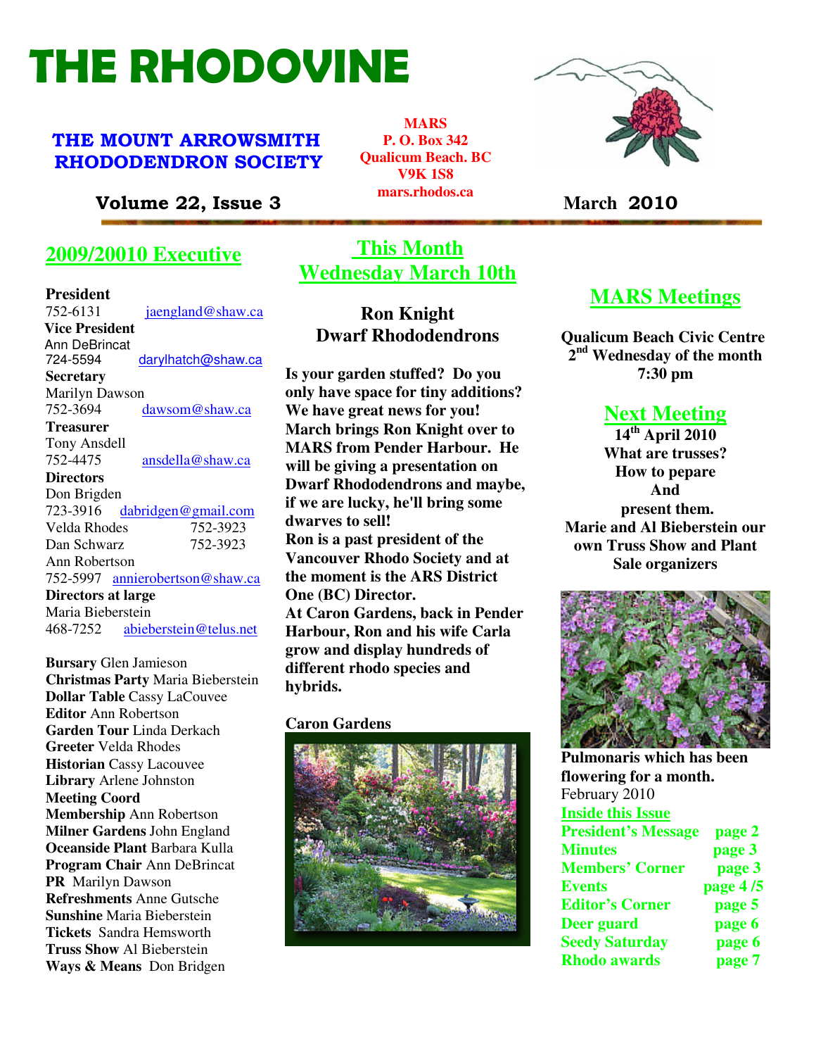# THE RHODOVINE

**THE MOUNT ARROWSMITH RHODODENDRON SOCIETY**

**MARS**
**P. O. Box 342**
**Qualicum Beach. BC**
**V9K 1S8**
**mars.rhodos.ca**

**Volume 22, Issue 3** — **March 2010**

## 2009/20010 Executive

**President**
752-6131 jaengland@shaw.ca

**Vice President**
Ann DeBrincat
724-5594 darylhatch@shaw.ca

**Secretary**
Marilyn Dawson
752-3694 dawsom@shaw.ca

**Treasurer**
Tony Ansdell
752-4475 ansdella@shaw.ca

**Directors**
Don Brigden
723-3916 dabridgen@gmail.com
Velda Rhodes 752-3923
Dan Schwarz 752-3923
Ann Robertson
752-5997 annierobertson@shaw.ca

**Directors at large**
Maria Bieberstein
468-7252 abieberstein@telus.net

**Bursary** Glen Jamieson
**Christmas Party** Maria Bieberstein
**Dollar Table** Cassy LaCouvee
**Editor** Ann Robertson
**Garden Tour** Linda Derkach
**Greeter** Velda Rhodes
**Historian** Cassy Lacouvee
**Library** Arlene Johnston
**Meeting Coord**
**Membership** Ann Robertson
**Milner Gardens** John England
**Oceanside Plant** Barbara Kulla
**Program Chair** Ann DeBrincat
**PR** Marilyn Dawson
**Refreshments** Anne Gutsche
**Sunshine** Maria Bieberstein
**Tickets** Sandra Hemsworth
**Truss Show** Al Bieberstein
**Ways & Means** Don Bridgen

## This Month Wednesday March 10th

### Ron Knight
### Dwarf Rhododendrons

**Is your garden stuffed? Do you only have space for tiny additions? We have great news for you! March brings Ron Knight over to MARS from Pender Harbour. He will be giving a presentation on Dwarf Rhododendrons and maybe, if we are lucky, he'll bring some dwarves to sell!**

**Ron is a past president of the Vancouver Rhodo Society and at the moment is the ARS District One (BC) Director.**

**At Caron Gardens, back in Pender Harbour, Ron and his wife Carla grow and display hundreds of different rhodo species and hybrids.**

**Caron Gardens**

## MARS Meetings

**Qualicum Beach Civic Centre**
**2nd Wednesday of the month**
**7:30 pm**

## Next Meeting

**14th April 2010**
**What are trusses?**
**How to pepare**
**And**
**present them.**
**Marie and Al Bieberstein our own Truss Show and Plant Sale organizers**

**Pulmonaris which has been flowering for a month.**
February 2010

### Inside this Issue

| | |
|---|---|
| **President's Message** | **page 2** |
| **Minutes** | **page 3** |
| **Members' Corner** | **page 3** |
| **Events** | **page 4 /5** |
| **Editor's Corner** | **page 5** |
| **Deer guard** | **page 6** |
| **Seedy Saturday** | **page 6** |
| **Rhodo awards** | **page 7** |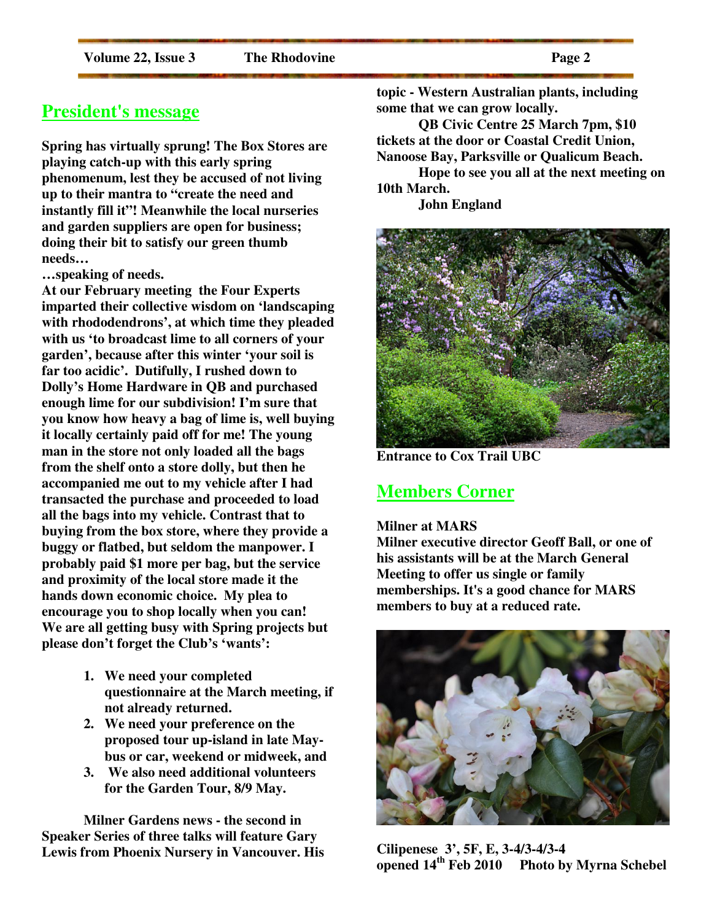## President's message

**Spring has virtually sprung! The Box Stores are playing catch-up with this early spring phenomenum, lest they be accused of not living up to their mantra to "create the need and instantly fill it"! Meanwhile the local nurseries and garden suppliers are open for business; doing their bit to satisfy our green thumb needs…**

**…speaking of needs.**

**At our February meeting the Four Experts imparted their collective wisdom on 'landscaping with rhododendrons', at which time they pleaded with us 'to broadcast lime to all corners of your garden', because after this winter 'your soil is far too acidic'. Dutifully, I rushed down to Dolly's Home Hardware in QB and purchased enough lime for our subdivision! I'm sure that you know how heavy a bag of lime is, well buying it locally certainly paid off for me! The young man in the store not only loaded all the bags from the shelf onto a store dolly, but then he accompanied me out to my vehicle after I had transacted the purchase and proceeded to load all the bags into my vehicle. Contrast that to buying from the box store, where they provide a buggy or flatbed, but seldom the manpower. I probably paid $1 more per bag, but the service and proximity of the local store made it the hands down economic choice. My plea to encourage you to shop locally when you can!**

**We are all getting busy with Spring projects but please don't forget the Club's 'wants':**

1. **We need your completed questionnaire at the March meeting, if not already returned.**
2. **We need your preference on the proposed tour up-island in late May- bus or car, weekend or midweek, and**
3. **We also need additional volunteers for the Garden Tour, 8/9 May.**

**Milner Gardens news - the second in Speaker Series of three talks will feature Gary Lewis from Phoenix Nursery in Vancouver. His topic - Western Australian plants, including some that we can grow locally.**

**QB Civic Centre 25 March 7pm, $10 tickets at the door or Coastal Credit Union, Nanoose Bay, Parksville or Qualicum Beach.**

**Hope to see you all at the next meeting on 10th March.**

**John England**

**Entrance to Cox Trail UBC**

## Members Corner

**Milner at MARS**

**Milner executive director Geoff Ball, or one of his assistants will be at the March General Meeting to offer us single or family memberships. It's a good chance for MARS members to buy at a reduced rate.**

**Cilipenese 3', 5F, E, 3-4/3-4/3-4**
**opened 14th Feb 2010 Photo by Myrna Schebel**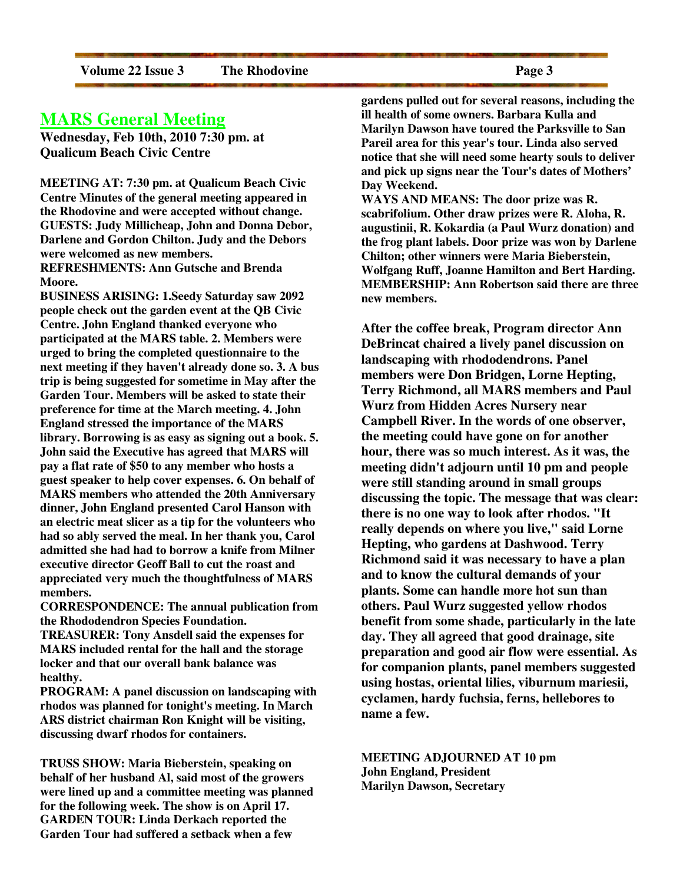## MARS General Meeting

**Wednesday, Feb 10th, 2010 7:30 pm. at Qualicum Beach Civic Centre**

**MEETING AT: 7:30 pm. at Qualicum Beach Civic Centre Minutes of the general meeting appeared in the Rhodovine and were accepted without change.**
**GUESTS: Judy Millicheap, John and Donna Debor, Darlene and Gordon Chilton. Judy and the Debors were welcomed as new members.**
**REFRESHMENTS: Ann Gutsche and Brenda Moore.**
**BUSINESS ARISING: 1.Seedy Saturday saw 2092 people check out the garden event at the QB Civic Centre. John England thanked everyone who participated at the MARS table. 2. Members were urged to bring the completed questionnaire to the next meeting if they haven't already done so. 3. A bus trip is being suggested for sometime in May after the Garden Tour. Members will be asked to state their preference for time at the March meeting. 4. John England stressed the importance of the MARS library. Borrowing is as easy as signing out a book. 5. John said the Executive has agreed that MARS will pay a flat rate of $50 to any member who hosts a guest speaker to help cover expenses. 6. On behalf of MARS members who attended the 20th Anniversary dinner, John England presented Carol Hanson with an electric meat slicer as a tip for the volunteers who had so ably served the meal. In her thank you, Carol admitted she had had to borrow a knife from Milner executive director Geoff Ball to cut the roast and appreciated very much the thoughtfulness of MARS members.**
**CORRESPONDENCE: The annual publication from the Rhododendron Species Foundation.**
**TREASURER: Tony Ansdell said the expenses for MARS included rental for the hall and the storage locker and that our overall bank balance was healthy.**
**PROGRAM: A panel discussion on landscaping with rhodos was planned for tonight's meeting. In March ARS district chairman Ron Knight will be visiting, discussing dwarf rhodos for containers.**

**TRUSS SHOW: Maria Bieberstein, speaking on behalf of her husband Al, said most of the growers were lined up and a committee meeting was planned for the following week. The show is on April 17.**
**GARDEN TOUR: Linda Derkach reported the Garden Tour had suffered a setback when a few gardens pulled out for several reasons, including the ill health of some owners. Barbara Kulla and Marilyn Dawson have toured the Parksville to San Pareil area for this year's tour. Linda also served notice that she will need some hearty souls to deliver and pick up signs near the Tour's dates of Mothers' Day Weekend.**
**WAYS AND MEANS: The door prize was R. scabrifolium. Other draw prizes were R. Aloha, R. augustinii, R. Kokardia (a Paul Wurz donation) and the frog plant labels. Door prize was won by Darlene Chilton; other winners were Maria Bieberstein, Wolfgang Ruff, Joanne Hamilton and Bert Harding.**
**MEMBERSHIP: Ann Robertson said there are three new members.**

**After the coffee break, Program director Ann DeBrincat chaired a lively panel discussion on landscaping with rhododendrons. Panel members were Don Bridgen, Lorne Hepting, Terry Richmond, all MARS members and Paul Wurz from Hidden Acres Nursery near Campbell River. In the words of one observer, the meeting could have gone on for another hour, there was so much interest. As it was, the meeting didn't adjourn until 10 pm and people were still standing around in small groups discussing the topic. The message that was clear: there is no one way to look after rhodos. "It really depends on where you live," said Lorne Hepting, who gardens at Dashwood. Terry Richmond said it was necessary to have a plan and to know the cultural demands of your plants. Some can handle more hot sun than others. Paul Wurz suggested yellow rhodos benefit from some shade, particularly in the late day. They all agreed that good drainage, site preparation and good air flow were essential. As for companion plants, panel members suggested using hostas, oriental lilies, viburnum mariesii, cyclamen, hardy fuchsia, ferns, hellebores to name a few.**

**MEETING ADJOURNED AT 10 pm**
**John England, President**
**Marilyn Dawson, Secretary**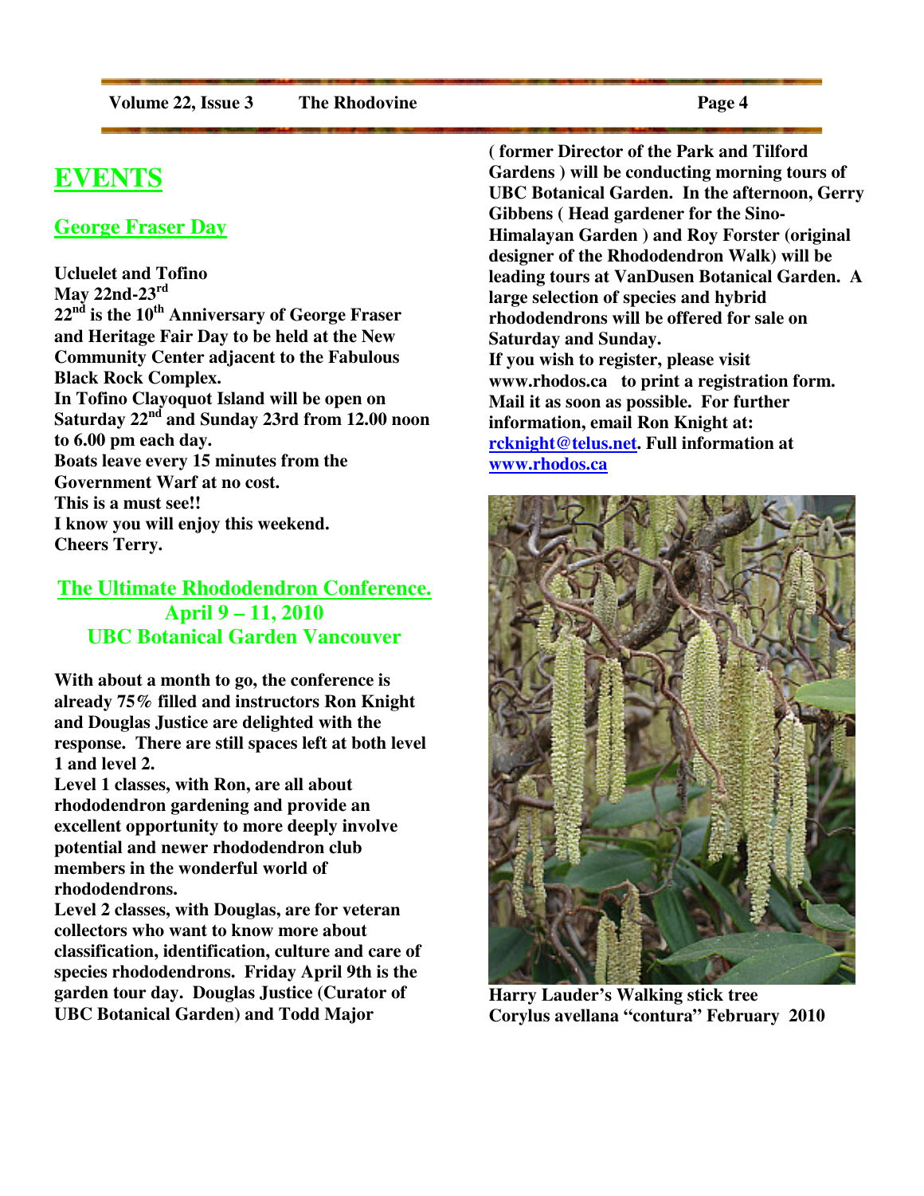# EVENTS

## George Fraser Day

**Ucluelet and Tofino**
**May 22nd-23rd**
**22nd is the 10th Anniversary of George Fraser and Heritage Fair Day to be held at the New Community Center adjacent to the Fabulous Black Rock Complex.**
**In Tofino Clayoquot Island will be open on Saturday 22nd and Sunday 23rd from 12.00 noon to 6.00 pm each day.**
**Boats leave every 15 minutes from the Government Warf at no cost.**
**This is a must see!!**
**I know you will enjoy this weekend.**
**Cheers Terry.**

## The Ultimate Rhododendron Conference.
## April 9 – 11, 2010
## UBC Botanical Garden Vancouver

**With about a month to go, the conference is already 75% filled and instructors Ron Knight and Douglas Justice are delighted with the response. There are still spaces left at both level 1 and level 2.**
**Level 1 classes, with Ron, are all about rhododendron gardening and provide an excellent opportunity to more deeply involve potential and newer rhododendron club members in the wonderful world of rhododendrons.**
**Level 2 classes, with Douglas, are for veteran collectors who want to know more about classification, identification, culture and care of species rhododendrons. Friday April 9th is the garden tour day. Douglas Justice (Curator of UBC Botanical Garden) and Todd Major ( former Director of the Park and Tilford Gardens ) will be conducting morning tours of UBC Botanical Garden. In the afternoon, Gerry Gibbens ( Head gardener for the Sino-Himalayan Garden ) and Roy Forster (original designer of the Rhododendron Walk) will be leading tours at VanDusen Botanical Garden. A large selection of species and hybrid rhododendrons will be offered for sale on Saturday and Sunday.**
**If you wish to register, please visit www.rhodos.ca to print a registration form. Mail it as soon as possible. For further information, email Ron Knight at: rcknight@telus.net. Full information at www.rhodos.ca**

**Harry Lauder's Walking stick tree**
**Corylus avellana "contura" February 2010**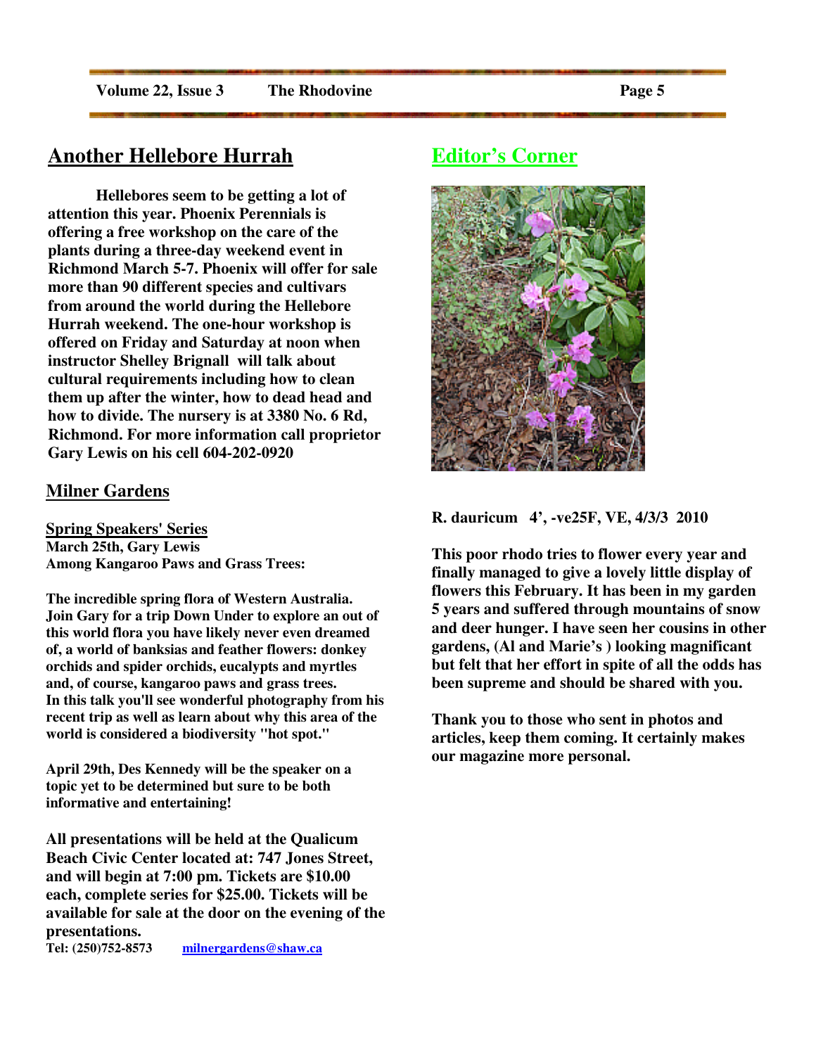## Another Hellebore Hurrah

**Hellebores seem to be getting a lot of attention this year. Phoenix Perennials is offering a free workshop on the care of the plants during a three-day weekend event in Richmond March 5-7. Phoenix will offer for sale more than 90 different species and cultivars from around the world during the Hellebore Hurrah weekend. The one-hour workshop is offered on Friday and Saturday at noon when instructor Shelley Brignall will talk about cultural requirements including how to clean them up after the winter, how to dead head and how to divide. The nursery is at 3380 No. 6 Rd, Richmond. For more information call proprietor Gary Lewis on his cell 604-202-0920**

## Milner Gardens

**Spring Speakers' Series**
**March 25th, Gary Lewis**
**Among Kangaroo Paws and Grass Trees:**

**The incredible spring flora of Western Australia. Join Gary for a trip Down Under to explore an out of this world flora you have likely never even dreamed of, a world of banksias and feather flowers: donkey orchids and spider orchids, eucalypts and myrtles and, of course, kangaroo paws and grass trees. In this talk you'll see wonderful photography from his recent trip as well as learn about why this area of the world is considered a biodiversity "hot spot."**

**April 29th, Des Kennedy will be the speaker on a topic yet to be determined but sure to be both informative and entertaining!**

**All presentations will be held at the Qualicum Beach Civic Center located at: 747 Jones Street, and will begin at 7:00 pm. Tickets are $10.00 each, complete series for $25.00. Tickets will be available for sale at the door on the evening of the presentations.**
**Tel: (250)752-8573** **milnergardens@shaw.ca**

## Editor's Corner

**R. dauricum 4', -ve25F, VE, 4/3/3 2010**

**This poor rhodo tries to flower every year and finally managed to give a lovely little display of flowers this February. It has been in my garden 5 years and suffered through mountains of snow and deer hunger. I have seen her cousins in other gardens, (Al and Marie's ) looking magnificant but felt that her effort in spite of all the odds has been supreme and should be shared with you.**

**Thank you to those who sent in photos and articles, keep them coming. It certainly makes our magazine more personal.**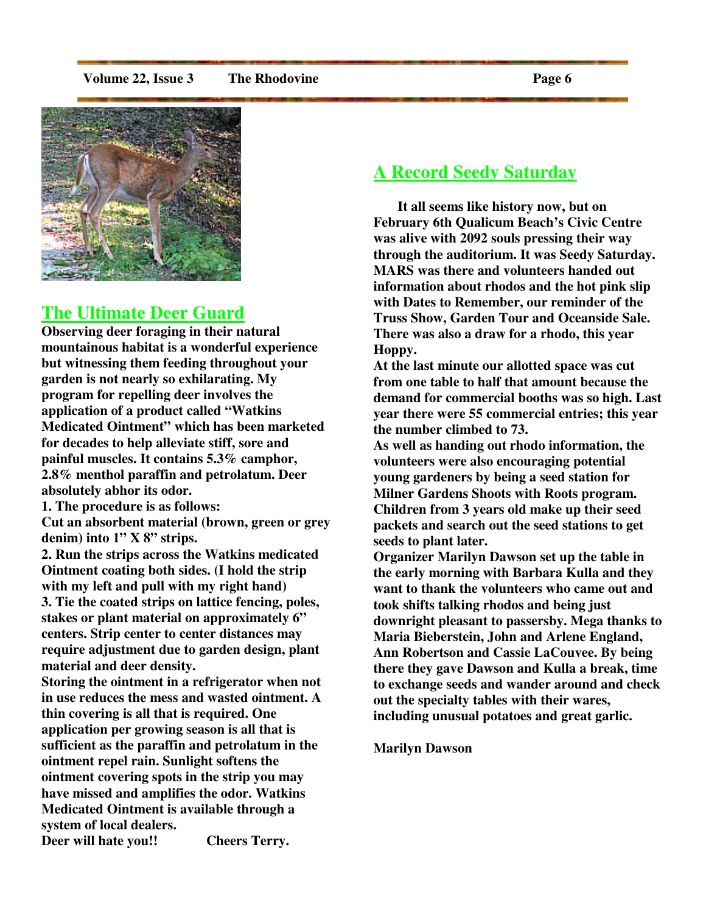## The Ultimate Deer Guard

**Observing deer foraging in their natural mountainous habitat is a wonderful experience but witnessing them feeding throughout your garden is not nearly so exhilarating. My program for repelling deer involves the application of a product called "Watkins Medicated Ointment" which has been marketed for decades to help alleviate stiff, sore and painful muscles. It contains 5.3% camphor, 2.8% menthol paraffin and petrolatum. Deer absolutely abhor its odor.**

**1. The procedure is as follows:**
**Cut an absorbent material (brown, green or grey denim) into 1" X 8" strips.**

**2. Run the strips across the Watkins medicated Ointment coating both sides. (I hold the strip with my left and pull with my right hand)**

**3. Tie the coated strips on lattice fencing, poles, stakes or plant material on approximately 6" centers. Strip center to center distances may require adjustment due to garden design, plant material and deer density.**

**Storing the ointment in a refrigerator when not in use reduces the mess and wasted ointment. A thin covering is all that is required. One application per growing season is all that is sufficient as the paraffin and petrolatum in the ointment repel rain. Sunlight softens the ointment covering spots in the strip you may have missed and amplifies the odor. Watkins Medicated Ointment is available through a system of local dealers.**

**Deer will hate you!! Cheers Terry.**

## A Record Seedy Saturday

**It all seems like history now, but on February 6th Qualicum Beach's Civic Centre was alive with 2092 souls pressing their way through the auditorium. It was Seedy Saturday. MARS was there and volunteers handed out information about rhodos and the hot pink slip with Dates to Remember, our reminder of the Truss Show, Garden Tour and Oceanside Sale. There was also a draw for a rhodo, this year Hoppy.**

**At the last minute our allotted space was cut from one table to half that amount because the demand for commercial booths was so high. Last year there were 55 commercial entries; this year the number climbed to 73.**

**As well as handing out rhodo information, the volunteers were also encouraging potential young gardeners by being a seed station for Milner Gardens Shoots with Roots program. Children from 3 years old make up their seed packets and search out the seed stations to get seeds to plant later.**

**Organizer Marilyn Dawson set up the table in the early morning with Barbara Kulla and they want to thank the volunteers who came out and took shifts talking rhodos and being just downright pleasant to passersby. Mega thanks to Maria Bieberstein, John and Arlene England, Ann Robertson and Cassie LaCouvee. By being there they gave Dawson and Kulla a break, time to exchange seeds and wander around and check out the specialty tables with their wares, including unusual potatoes and great garlic.**

**Marilyn Dawson**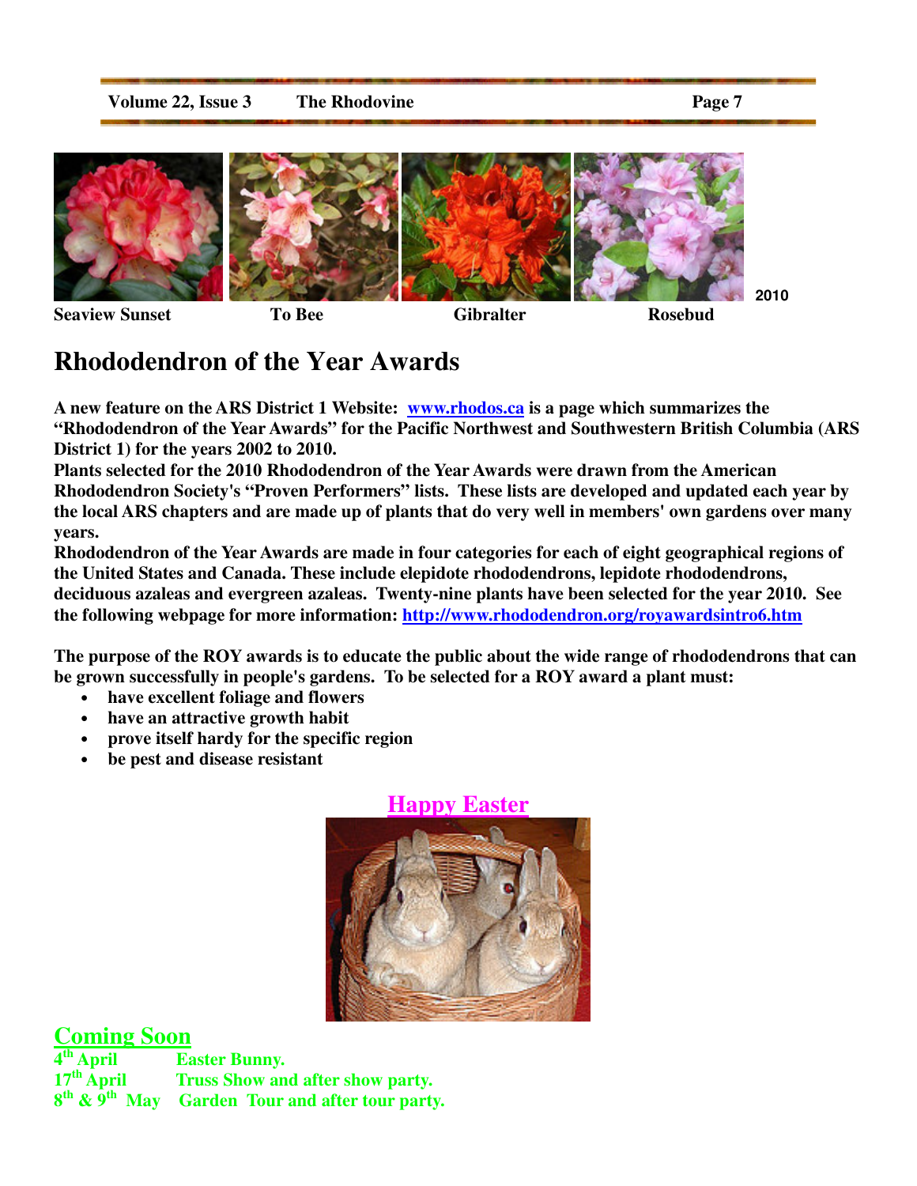Seaview Sunset To Bee Gibralter Rosebud 2010

# Rhododendron of the Year Awards

**A new feature on the ARS District 1 Website: [www.rhodos.ca](http://www.rhodos.ca) is a page which summarizes the "Rhododendron of the Year Awards" for the Pacific Northwest and Southwestern British Columbia (ARS District 1) for the years 2002 to 2010.**

**Plants selected for the 2010 Rhododendron of the Year Awards were drawn from the American Rhododendron Society's "Proven Performers" lists. These lists are developed and updated each year by the local ARS chapters and are made up of plants that do very well in members' own gardens over many years.**

**Rhododendron of the Year Awards are made in four categories for each of eight geographical regions of the United States and Canada. These include elepidote rhododendrons, lepidote rhododendrons, deciduous azaleas and evergreen azaleas. Twenty-nine plants have been selected for the year 2010. See the following webpage for more information: [http://www.rhododendron.org/royawardsintro6.htm](http://www.rhododendron.org/royawardsintro6.htm)**

**The purpose of the ROY awards is to educate the public about the wide range of rhododendrons that can be grown successfully in people's gardens. To be selected for a ROY award a plant must:**

- **have excellent foliage and flowers**
- **have an attractive growth habit**
- **prove itself hardy for the specific region**
- **be pest and disease resistant**

## Happy Easter

## Coming Soon

**4th April** **Easter Bunny.**
**17th April** **Truss Show and after show party.**
**8th & 9th May** **Garden Tour and after tour party.**